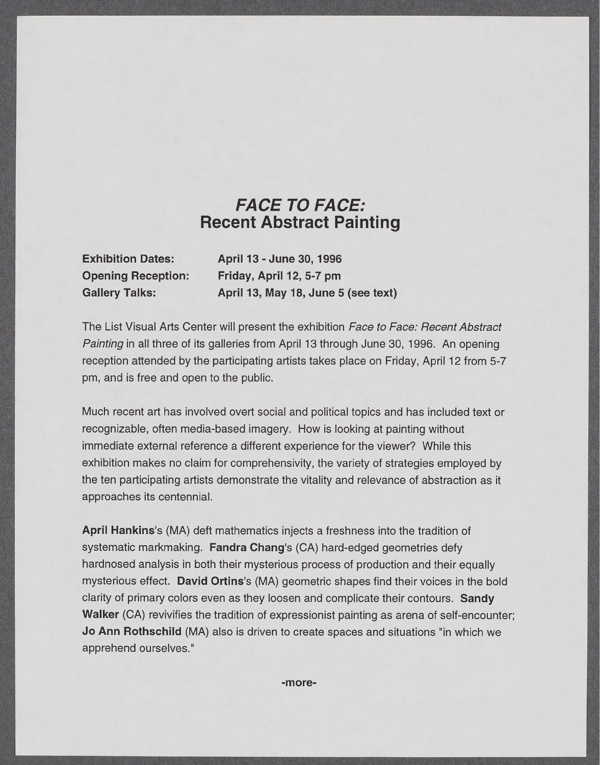# *FACE TO FACE:* Recent Abstract Painting

**Exhibition Dates:** **April 13 - June 30, 1996**
**Opening Reception:** **Friday, April 12, 5-7 pm**
**Gallery Talks:** **April 13, May 18, June 5 (see text)**

The List Visual Arts Center will present the exhibition *Face to Face: Recent Abstract Painting* in all three of its galleries from April 13 through June 30, 1996. An opening reception attended by the participating artists takes place on Friday, April 12 from 5-7 pm, and is free and open to the public.

Much recent art has involved overt social and political topics and has included text or recognizable, often media-based imagery. How is looking at painting without immediate external reference a different experience for the viewer? While this exhibition makes no claim for comprehensivity, the variety of strategies employed by the ten participating artists demonstrate the vitality and relevance of abstraction as it approaches its centennial.

**April Hankins**'s (MA) deft mathematics injects a freshness into the tradition of systematic markmaking. **Fandra Chang**'s (CA) hard-edged geometries defy hardnosed analysis in both their mysterious process of production and their equally mysterious effect. **David Ortins**'s (MA) geometric shapes find their voices in the bold clarity of primary colors even as they loosen and complicate their contours. **Sandy Walker** (CA) revivifies the tradition of expressionist painting as arena of self-encounter; **Jo Ann Rothschild** (MA) also is driven to create spaces and situations "in which we apprehend ourselves."

**-more-**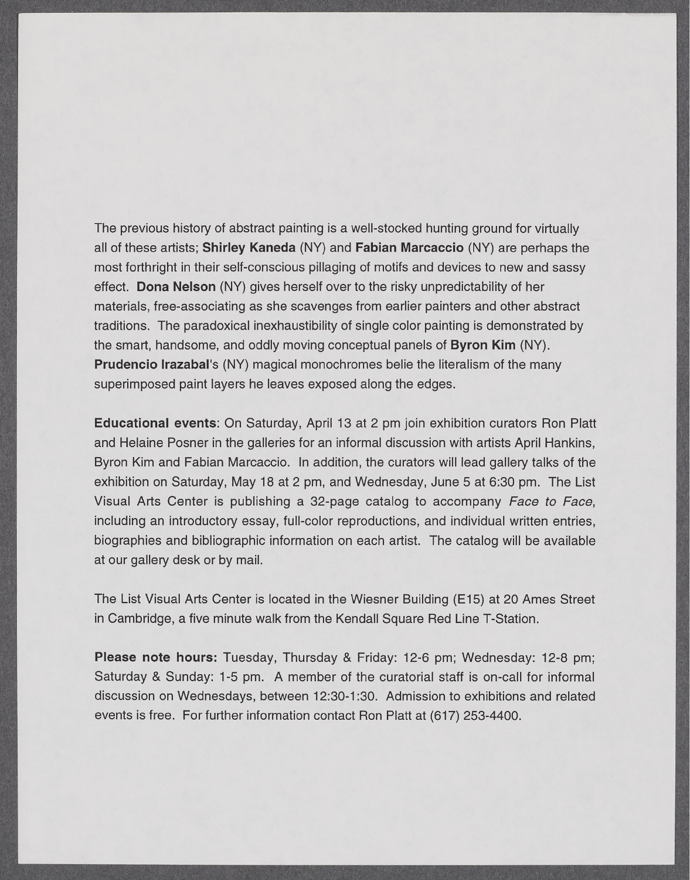The previous history of abstract painting is a well-stocked hunting ground for virtually all of these artists; **Shirley Kaneda** (NY) and **Fabian Marcaccio** (NY) are perhaps the most forthright in their self-conscious pillaging of motifs and devices to new and sassy effect. **Dona Nelson** (NY) gives herself over to the risky unpredictability of her materials, free-associating as she scavenges from earlier painters and other abstract traditions. The paradoxical inexhaustibility of single color painting is demonstrated by the smart, handsome, and oddly moving conceptual panels of **Byron Kim** (NY). **Prudencio Irazabal**'s (NY) magical monochromes belie the literalism of the many superimposed paint layers he leaves exposed along the edges.

**Educational events**: On Saturday, April 13 at 2 pm join exhibition curators Ron Platt and Helaine Posner in the galleries for an informal discussion with artists April Hankins, Byron Kim and Fabian Marcaccio. In addition, the curators will lead gallery talks of the exhibition on Saturday, May 18 at 2 pm, and Wednesday, June 5 at 6:30 pm. The List Visual Arts Center is publishing a 32-page catalog to accompany *Face to Face*, including an introductory essay, full-color reproductions, and individual written entries, biographies and bibliographic information on each artist. The catalog will be available at our gallery desk or by mail.

The List Visual Arts Center is located in the Wiesner Building (E15) at 20 Ames Street in Cambridge, a five minute walk from the Kendall Square Red Line T-Station.

**Please note hours:** Tuesday, Thursday & Friday: 12-6 pm; Wednesday: 12-8 pm; Saturday & Sunday: 1-5 pm. A member of the curatorial staff is on-call for informal discussion on Wednesdays, between 12:30-1:30. Admission to exhibitions and related events is free. For further information contact Ron Platt at (617) 253-4400.